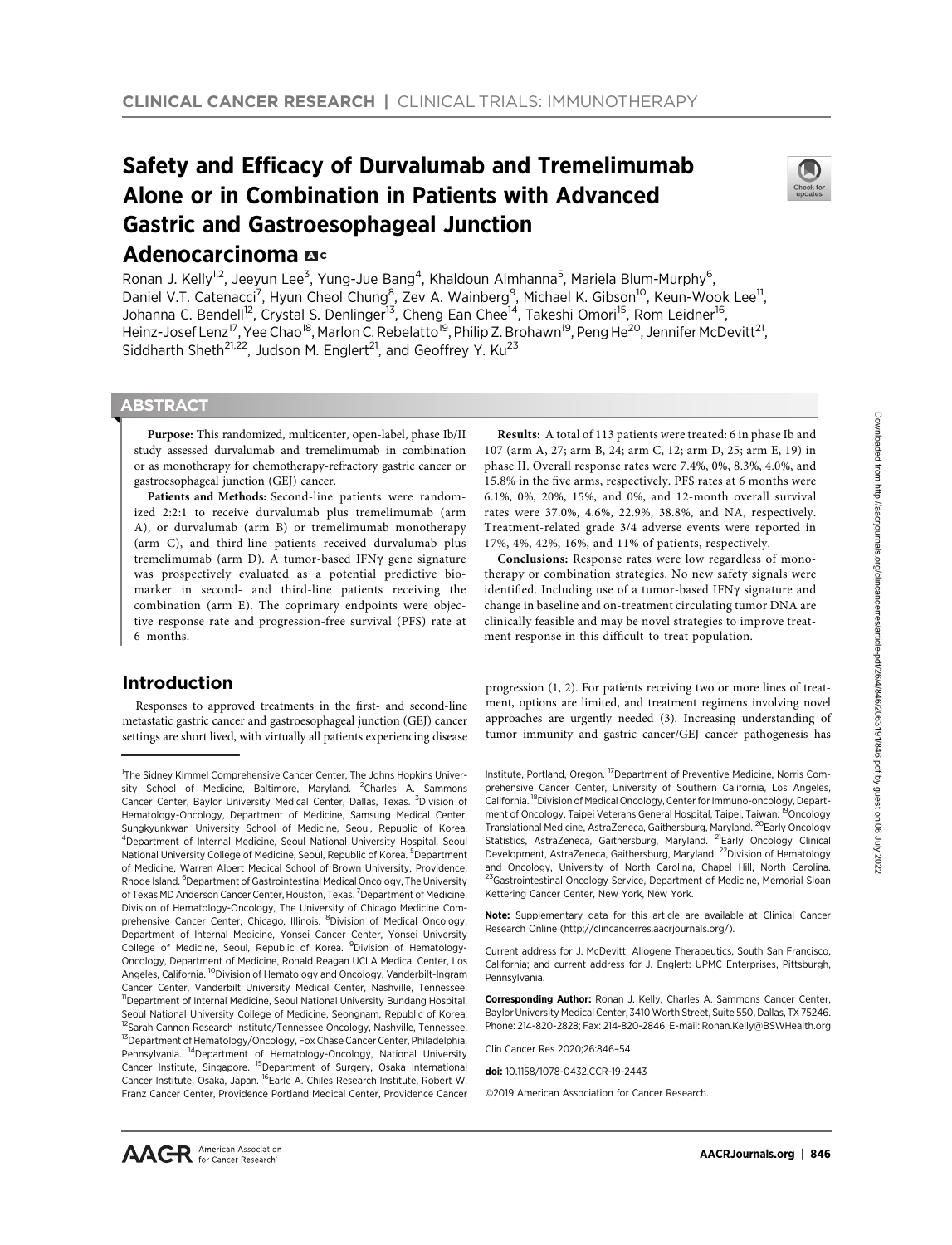# Safety and Efficacy of Durvalumab and Tremelimumab Alone or in Combination in Patients with Advanced Gastric and Gastroesophageal Junction Adenocarcinoma

Ronan J. Kelly[1,2], Jeeyun Lee[3], Yung-Jue Bang[4], Khaldoun Almhanna[5], Mariela Blum-Murphy[6], Daniel V.T. Catenacci[7], Hyun Cheol Chung[8], Zev A. Wainberg[9], Michael K. Gibson[10], Keun-Wook Lee[11], Johanna C. Bendell[12], Crystal S. Denlinger[13], Cheng Ean Chee[14], Takeshi Omori[15], Rom Leidner[16], Heinz-Josef Lenz[17], Yee Chao[18], Marlon C. Rebelatto[19], Philip Z. Brohawn[19], Peng He[20], Jennifer McDevitt[21], Siddharth Sheth[21,22], Judson M. Englert[21], and Geoffrey Y. Ku[23]

## ABSTRACT

**Purpose:** This randomized, multicenter, open-label, phase Ib/II study assessed durvalumab and tremelimumab in combination or as monotherapy for chemotherapy-refractory gastric cancer or gastroesophageal junction (GEJ) cancer.

**Patients and Methods:** Second-line patients were randomized 2:2:1 to receive durvalumab plus tremelimumab (arm A), or durvalumab (arm B) or tremelimumab monotherapy (arm C), and third-line patients received durvalumab plus tremelimumab (arm D). A tumor-based IFNγ gene signature was prospectively evaluated as a potential predictive biomarker in second- and third-line patients receiving the combination (arm E). The coprimary endpoints were objective response rate and progression-free survival (PFS) rate at 6 months.

**Results:** A total of 113 patients were treated: 6 in phase Ib and 107 (arm A, 27; arm B, 24; arm C, 12; arm D, 25; arm E, 19) in phase II. Overall response rates were 7.4%, 0%, 8.3%, 4.0%, and 15.8% in the five arms, respectively. PFS rates at 6 months were 6.1%, 0%, 20%, 15%, and 0%, and 12-month overall survival rates were 37.0%, 4.6%, 22.9%, 38.8%, and NA, respectively. Treatment-related grade 3/4 adverse events were reported in 17%, 4%, 42%, 16%, and 11% of patients, respectively.

**Conclusions:** Response rates were low regardless of monotherapy or combination strategies. No new safety signals were identified. Including use of a tumor-based IFNγ signature and change in baseline and on-treatment circulating tumor DNA are clinically feasible and may be novel strategies to improve treatment response in this difficult-to-treat population.

## Introduction

Responses to approved treatments in the first- and second-line metastatic gastric cancer and gastroesophageal junction (GEJ) cancer settings are short lived, with virtually all patients experiencing disease progression (1, 2). For patients receiving two or more lines of treatment, options are limited, and treatment regimens involving novel approaches are urgently needed (3). Increasing understanding of tumor immunity and gastric cancer/GEJ cancer pathogenesis has

---

[1]The Sidney Kimmel Comprehensive Cancer Center, The Johns Hopkins University School of Medicine, Baltimore, Maryland. [2]Charles A. Sammons Cancer Center, Baylor University Medical Center, Dallas, Texas. [3]Division of Hematology-Oncology, Department of Medicine, Samsung Medical Center, Sungkyunkwan University School of Medicine, Seoul, Republic of Korea. [4]Department of Internal Medicine, Seoul National University Hospital, Seoul National University College of Medicine, Seoul, Republic of Korea. [5]Department of Medicine, Warren Alpert Medical School of Brown University, Providence, Rhode Island. [6]Department of Gastrointestinal Medical Oncology, The University of Texas MD Anderson Cancer Center, Houston, Texas. [7]Department of Medicine, Division of Hematology-Oncology, The University of Chicago Medicine Comprehensive Cancer Center, Chicago, Illinois. [8]Division of Medical Oncology, Department of Internal Medicine, Yonsei Cancer Center, Yonsei University College of Medicine, Seoul, Republic of Korea. [9]Division of Hematology-Oncology, Department of Medicine, Ronald Reagan UCLA Medical Center, Los Angeles, California. [10]Division of Hematology and Oncology, Vanderbilt-Ingram Cancer Center, Vanderbilt University Medical Center, Nashville, Tennessee. [11]Department of Internal Medicine, Seoul National University Bundang Hospital, Seoul National University College of Medicine, Seongnam, Republic of Korea. [12]Sarah Cannon Research Institute/Tennessee Oncology, Nashville, Tennessee. [13]Department of Hematology/Oncology, Fox Chase Cancer Center, Philadelphia, Pennsylvania. [14]Department of Hematology-Oncology, National University Cancer Institute, Singapore. [15]Department of Surgery, Osaka International Cancer Institute, Osaka, Japan. [16]Earle A. Chiles Research Institute, Robert W. Franz Cancer Center, Providence Portland Medical Center, Providence Cancer Institute, Portland, Oregon. [17]Department of Preventive Medicine, Norris Comprehensive Cancer Center, University of Southern California, Los Angeles, California. [18]Division of Medical Oncology, Center for Immuno-oncology, Department of Oncology, Taipei Veterans General Hospital, Taipei, Taiwan. [19]Oncology Translational Medicine, AstraZeneca, Gaithersburg, Maryland. [20]Early Oncology Statistics, AstraZeneca, Gaithersburg, Maryland. [21]Early Oncology Clinical Development, AstraZeneca, Gaithersburg, Maryland. [22]Division of Hematology and Oncology, University of North Carolina, Chapel Hill, North Carolina. [23]Gastrointestinal Oncology Service, Department of Medicine, Memorial Sloan Kettering Cancer Center, New York, New York.

**Note:** Supplementary data for this article are available at Clinical Cancer Research Online (http://clincancerres.aacrjournals.org/).

Current address for J. McDevitt: Allogene Therapeutics, South San Francisco, California; and current address for J. Englert: UPMC Enterprises, Pittsburgh, Pennsylvania.

**Corresponding Author:** Ronan J. Kelly, Charles A. Sammons Cancer Center, Baylor University Medical Center, 3410 Worth Street, Suite 550, Dallas, TX 75246. Phone: 214-820-2828; Fax: 214-820-2846; E-mail: Ronan.Kelly@BSWHealth.org

Clin Cancer Res 2020;26:846–54

**doi:** 10.1158/1078-0432.CCR-19-2443

©2019 American Association for Cancer Research.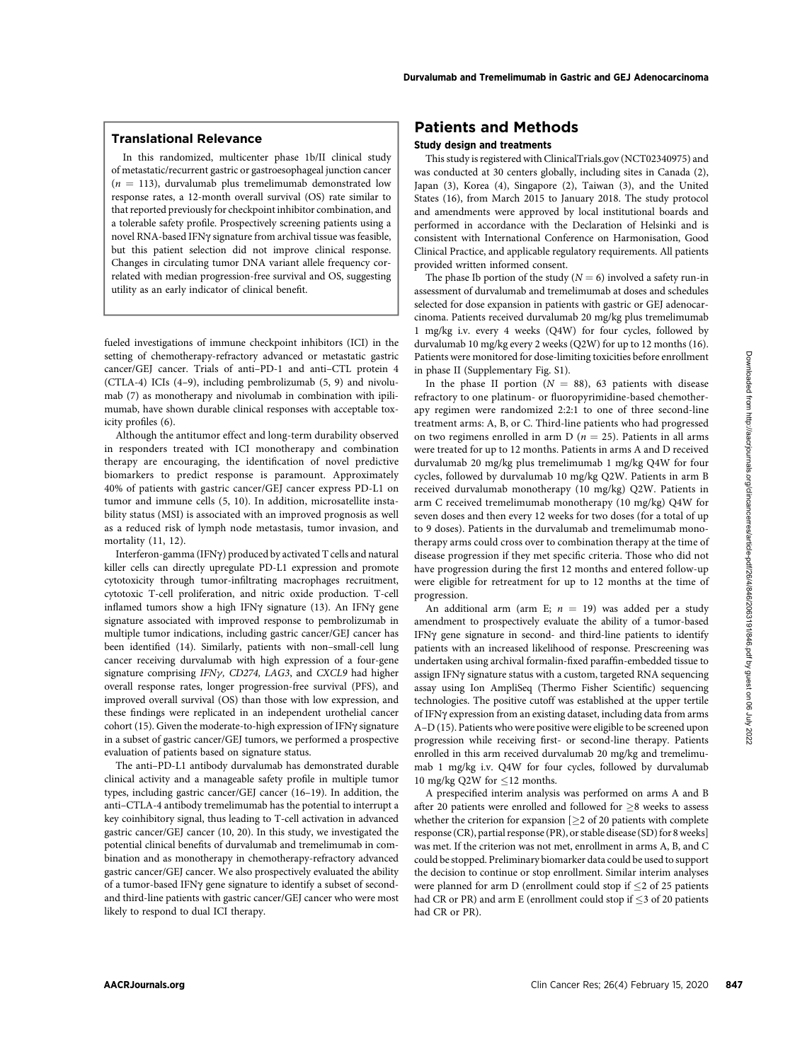### Translational Relevance

In this randomized, multicenter phase 1b/II clinical study of metastatic/recurrent gastric or gastroesophageal junction cancer ($n$ = 113), durvalumab plus tremelimumab demonstrated low response rates, a 12-month overall survival (OS) rate similar to that reported previously for checkpoint inhibitor combination, and a tolerable safety profile. Prospectively screening patients using a novel RNA-based IFNγ signature from archival tissue was feasible, but this patient selection did not improve clinical response. Changes in circulating tumor DNA variant allele frequency correlated with median progression-free survival and OS, suggesting utility as an early indicator of clinical benefit.

fueled investigations of immune checkpoint inhibitors (ICI) in the setting of chemotherapy-refractory advanced or metastatic gastric cancer/GEJ cancer. Trials of anti–PD-1 and anti–CTL protein 4 (CTLA-4) ICIs (4–9), including pembrolizumab (5, 9) and nivolumab (7) as monotherapy and nivolumab in combination with ipilimumab, have shown durable clinical responses with acceptable toxicity profiles (6).

Although the antitumor effect and long-term durability observed in responders treated with ICI monotherapy and combination therapy are encouraging, the identification of novel predictive biomarkers to predict response is paramount. Approximately 40% of patients with gastric cancer/GEJ cancer express PD-L1 on tumor and immune cells (5, 10). In addition, microsatellite instability status (MSI) is associated with an improved prognosis as well as a reduced risk of lymph node metastasis, tumor invasion, and mortality (11, 12).

Interferon-gamma (IFNγ) produced by activated T cells and natural killer cells can directly upregulate PD-L1 expression and promote cytotoxicity through tumor-infiltrating macrophages recruitment, cytotoxic T-cell proliferation, and nitric oxide production. T-cell inflamed tumors show a high IFNγ signature (13). An IFNγ gene signature associated with improved response to pembrolizumab in multiple tumor indications, including gastric cancer/GEJ cancer has been identified (14). Similarly, patients with non–small-cell lung cancer receiving durvalumab with high expression of a four-gene signature comprising *IFNγ, CD274, LAG3*, and *CXCL9* had higher overall response rates, longer progression-free survival (PFS), and improved overall survival (OS) than those with low expression, and these findings were replicated in an independent urothelial cancer cohort (15). Given the moderate-to-high expression of IFNγ signature in a subset of gastric cancer/GEJ tumors, we performed a prospective evaluation of patients based on signature status.

The anti–PD-L1 antibody durvalumab has demonstrated durable clinical activity and a manageable safety profile in multiple tumor types, including gastric cancer/GEJ cancer (16–19). In addition, the anti–CTLA-4 antibody tremelimumab has the potential to interrupt a key coinhibitory signal, thus leading to T-cell activation in advanced gastric cancer/GEJ cancer (10, 20). In this study, we investigated the potential clinical benefits of durvalumab and tremelimumab in combination and as monotherapy in chemotherapy-refractory advanced gastric cancer/GEJ cancer. We also prospectively evaluated the ability of a tumor-based IFNγ gene signature to identify a subset of second- and third-line patients with gastric cancer/GEJ cancer who were most likely to respond to dual ICI therapy.

## Patients and Methods

### Study design and treatments

This study is registered with ClinicalTrials.gov (NCT02340975) and was conducted at 30 centers globally, including sites in Canada (2), Japan (3), Korea (4), Singapore (2), Taiwan (3), and the United States (16), from March 2015 to January 2018. The study protocol and amendments were approved by local institutional boards and performed in accordance with the Declaration of Helsinki and is consistent with International Conference on Harmonisation, Good Clinical Practice, and applicable regulatory requirements. All patients provided written informed consent.

The phase Ib portion of the study ($N$ = 6) involved a safety run-in assessment of durvalumab and tremelimumab at doses and schedules selected for dose expansion in patients with gastric or GEJ adenocarcinoma. Patients received durvalumab 20 mg/kg plus tremelimumab 1 mg/kg i.v. every 4 weeks (Q4W) for four cycles, followed by durvalumab 10 mg/kg every 2 weeks (Q2W) for up to 12 months (16). Patients were monitored for dose-limiting toxicities before enrollment in phase II (Supplementary Fig. S1).

In the phase II portion ($N$ = 88), 63 patients with disease refractory to one platinum- or fluoropyrimidine-based chemotherapy regimen were randomized 2:2:1 to one of three second-line treatment arms: A, B, or C. Third-line patients who had progressed on two regimens enrolled in arm D ($n$ = 25). Patients in all arms were treated for up to 12 months. Patients in arms A and D received durvalumab 20 mg/kg plus tremelimumab 1 mg/kg Q4W for four cycles, followed by durvalumab 10 mg/kg Q2W. Patients in arm B received durvalumab monotherapy (10 mg/kg) Q2W. Patients in arm C received tremelimumab monotherapy (10 mg/kg) Q4W for seven doses and then every 12 weeks for two doses (for a total of up to 9 doses). Patients in the durvalumab and tremelimumab monotherapy arms could cross over to combination therapy at the time of disease progression if they met specific criteria. Those who did not have progression during the first 12 months and entered follow-up were eligible for retreatment for up to 12 months at the time of progression.

An additional arm (arm E; $n$ = 19) was added per a study amendment to prospectively evaluate the ability of a tumor-based IFNγ gene signature in second- and third-line patients to identify patients with an increased likelihood of response. Prescreening was undertaken using archival formalin-fixed paraffin-embedded tissue to assign IFNγ signature status with a custom, targeted RNA sequencing assay using Ion AmpliSeq (Thermo Fisher Scientific) sequencing technologies. The positive cutoff was established at the upper tertile of IFNγ expression from an existing dataset, including data from arms A–D (15). Patients who were positive were eligible to be screened upon progression while receiving first- or second-line therapy. Patients enrolled in this arm received durvalumab 20 mg/kg and tremelimumab 1 mg/kg i.v. Q4W for four cycles, followed by durvalumab 10 mg/kg Q2W for ≤12 months.

A prespecified interim analysis was performed on arms A and B after 20 patients were enrolled and followed for ≥8 weeks to assess whether the criterion for expansion [≥2 of 20 patients with complete response (CR), partial response (PR), or stable disease (SD) for 8 weeks] was met. If the criterion was not met, enrollment in arms A, B, and C could be stopped. Preliminary biomarker data could be used to support the decision to continue or stop enrollment. Similar interim analyses were planned for arm D (enrollment could stop if ≤2 of 25 patients had CR or PR) and arm E (enrollment could stop if ≤3 of 20 patients had CR or PR).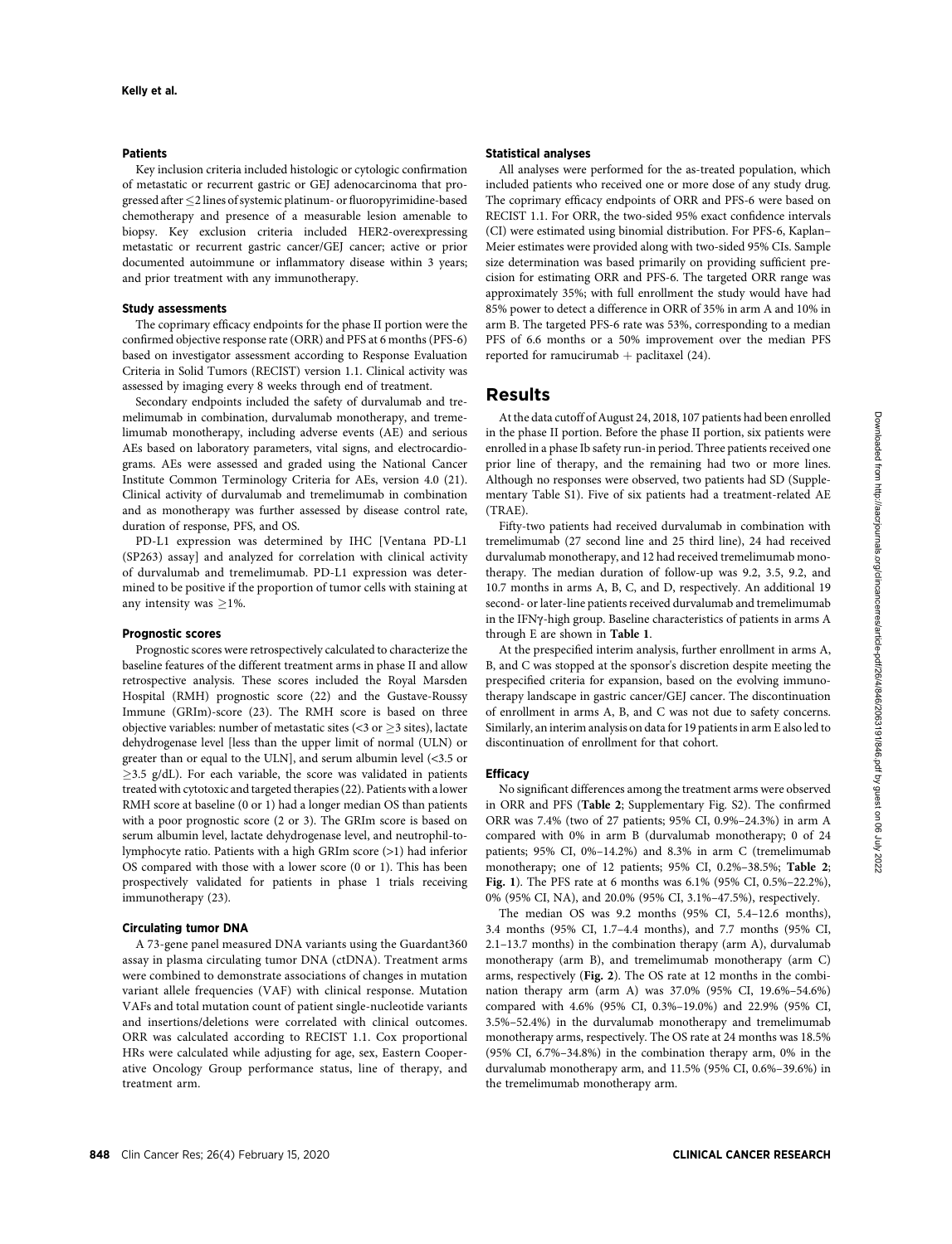### Patients

Key inclusion criteria included histologic or cytologic confirmation of metastatic or recurrent gastric or GEJ adenocarcinoma that progressed after ≤2 lines of systemic platinum- or fluoropyrimidine-based chemotherapy and presence of a measurable lesion amenable to biopsy. Key exclusion criteria included HER2-overexpressing metastatic or recurrent gastric cancer/GEJ cancer; active or prior documented autoimmune or inflammatory disease within 3 years; and prior treatment with any immunotherapy.

### Study assessments

The coprimary efficacy endpoints for the phase II portion were the confirmed objective response rate (ORR) and PFS at 6 months (PFS-6) based on investigator assessment according to Response Evaluation Criteria in Solid Tumors (RECIST) version 1.1. Clinical activity was assessed by imaging every 8 weeks through end of treatment.

Secondary endpoints included the safety of durvalumab and tremelimumab in combination, durvalumab monotherapy, and tremelimumab monotherapy, including adverse events (AE) and serious AEs based on laboratory parameters, vital signs, and electrocardiograms. AEs were assessed and graded using the National Cancer Institute Common Terminology Criteria for AEs, version 4.0 (21). Clinical activity of durvalumab and tremelimumab in combination and as monotherapy was further assessed by disease control rate, duration of response, PFS, and OS.

PD-L1 expression was determined by IHC [Ventana PD-L1 (SP263) assay] and analyzed for correlation with clinical activity of durvalumab and tremelimumab. PD-L1 expression was determined to be positive if the proportion of tumor cells with staining at any intensity was ≥1%.

### Prognostic scores

Prognostic scores were retrospectively calculated to characterize the baseline features of the different treatment arms in phase II and allow retrospective analysis. These scores included the Royal Marsden Hospital (RMH) prognostic score (22) and the Gustave-Roussy Immune (GRIm)-score (23). The RMH score is based on three objective variables: number of metastatic sites (<3 or ≥3 sites), lactate dehydrogenase level [less than the upper limit of normal (ULN) or greater than or equal to the ULN], and serum albumin level (<3.5 or ≥3.5 g/dL). For each variable, the score was validated in patients treated with cytotoxic and targeted therapies (22). Patients with a lower RMH score at baseline (0 or 1) had a longer median OS than patients with a poor prognostic score (2 or 3). The GRIm score is based on serum albumin level, lactate dehydrogenase level, and neutrophil-to-lymphocyte ratio. Patients with a high GRIm score (>1) had inferior OS compared with those with a lower score (0 or 1). This has been prospectively validated for patients in phase 1 trials receiving immunotherapy (23).

### Circulating tumor DNA

A 73-gene panel measured DNA variants using the Guardant360 assay in plasma circulating tumor DNA (ctDNA). Treatment arms were combined to demonstrate associations of changes in mutation variant allele frequencies (VAF) with clinical response. Mutation VAFs and total mutation count of patient single-nucleotide variants and insertions/deletions were correlated with clinical outcomes. ORR was calculated according to RECIST 1.1. Cox proportional HRs were calculated while adjusting for age, sex, Eastern Cooperative Oncology Group performance status, line of therapy, and treatment arm.

### Statistical analyses

All analyses were performed for the as-treated population, which included patients who received one or more dose of any study drug. The coprimary efficacy endpoints of ORR and PFS-6 were based on RECIST 1.1. For ORR, the two-sided 95% exact confidence intervals (CI) were estimated using binomial distribution. For PFS-6, Kaplan–Meier estimates were provided along with two-sided 95% CIs. Sample size determination was based primarily on providing sufficient precision for estimating ORR and PFS-6. The targeted ORR range was approximately 35%; with full enrollment the study would have had 85% power to detect a difference in ORR of 35% in arm A and 10% in arm B. The targeted PFS-6 rate was 53%, corresponding to a median PFS of 6.6 months or a 50% improvement over the median PFS reported for ramucirumab + paclitaxel (24).

## Results

At the data cutoff of August 24, 2018, 107 patients had been enrolled in the phase II portion. Before the phase II portion, six patients were enrolled in a phase Ib safety run-in period. Three patients received one prior line of therapy, and the remaining had two or more lines. Although no responses were observed, two patients had SD (Supplementary Table S1). Five of six patients had a treatment-related AE (TRAE).

Fifty-two patients had received durvalumab in combination with tremelimumab (27 second line and 25 third line), 24 had received durvalumab monotherapy, and 12 had received tremelimumab monotherapy. The median duration of follow-up was 9.2, 3.5, 9.2, and 10.7 months in arms A, B, C, and D, respectively. An additional 19 second- or later-line patients received durvalumab and tremelimumab in the IFNγ-high group. Baseline characteristics of patients in arms A through E are shown in **Table 1**.

At the prespecified interim analysis, further enrollment in arms A, B, and C was stopped at the sponsor's discretion despite meeting the prespecified criteria for expansion, based on the evolving immunotherapy landscape in gastric cancer/GEJ cancer. The discontinuation of enrollment in arms A, B, and C was not due to safety concerns. Similarly, an interim analysis on data for 19 patients in arm E also led to discontinuation of enrollment for that cohort.

### Efficacy

No significant differences among the treatment arms were observed in ORR and PFS (**Table 2**; Supplementary Fig. S2). The confirmed ORR was 7.4% (two of 27 patients; 95% CI, 0.9%–24.3%) in arm A compared with 0% in arm B (durvalumab monotherapy; 0 of 24 patients; 95% CI, 0%–14.2%) and 8.3% in arm C (tremelimumab monotherapy; one of 12 patients; 95% CI, 0.2%–38.5%; **Table 2**; **Fig. 1**). The PFS rate at 6 months was 6.1% (95% CI, 0.5%–22.2%), 0% (95% CI, NA), and 20.0% (95% CI, 3.1%–47.5%), respectively.

The median OS was 9.2 months (95% CI, 5.4–12.6 months), 3.4 months (95% CI, 1.7–4.4 months), and 7.7 months (95% CI, 2.1–13.7 months) in the combination therapy (arm A), durvalumab monotherapy (arm B), and tremelimumab monotherapy (arm C) arms, respectively (**Fig. 2**). The OS rate at 12 months in the combination therapy arm (arm A) was 37.0% (95% CI, 19.6%–54.6%) compared with 4.6% (95% CI, 0.3%–19.0%) and 22.9% (95% CI, 3.5%–52.4%) in the durvalumab monotherapy and tremelimumab monotherapy arms, respectively. The OS rate at 24 months was 18.5% (95% CI, 6.7%–34.8%) in the combination therapy arm, 0% in the durvalumab monotherapy arm, and 11.5% (95% CI, 0.6%–39.6%) in the tremelimumab monotherapy arm.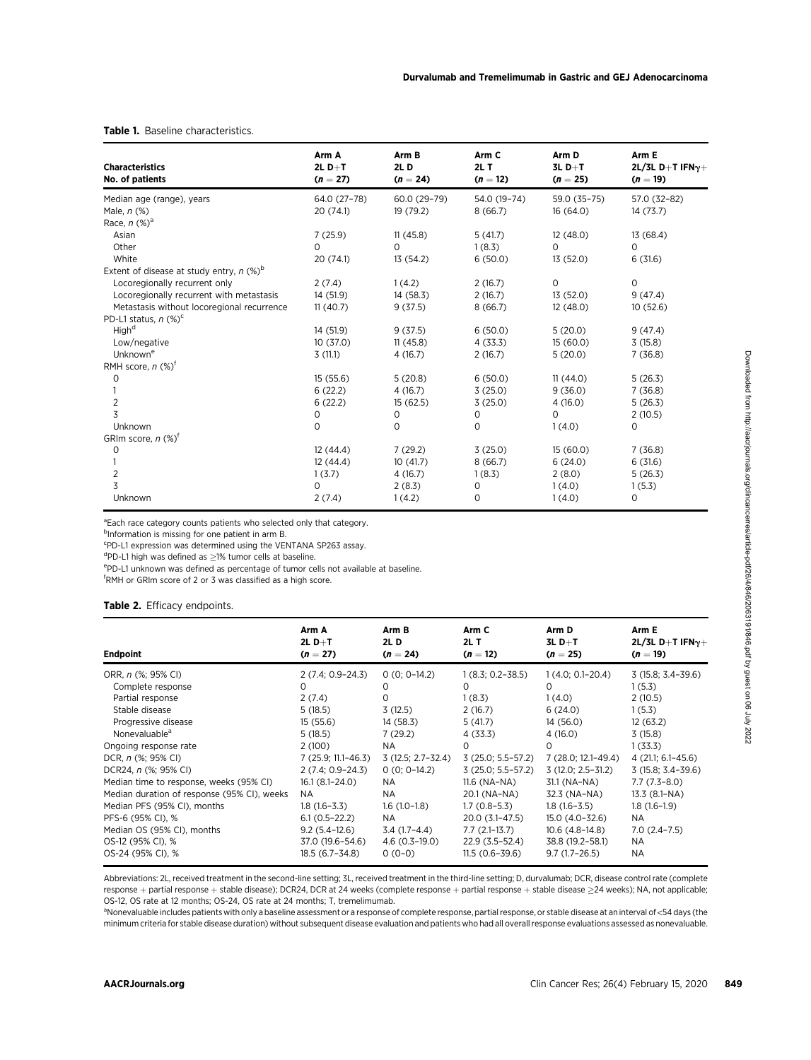**Table 1.** Baseline characteristics.

| Characteristics<br>No. of patients | Arm A<br>2L D+T<br>($n = 27$) | Arm B<br>2L D<br>($n = 24$) | Arm C<br>2L T<br>($n = 12$) | Arm D<br>3L D+T<br>($n = 25$) | Arm E<br>2L/3L D+T IFNγ+<br>($n = 19$) |
|---|---|---|---|---|---|
| Median age (range), years | 64.0 (27–78) | 60.0 (29–79) | 54.0 (19–74) | 59.0 (35–75) | 57.0 (32–82) |
| Male, *n* (%) | 20 (74.1) | 19 (79.2) | 8 (66.7) | 16 (64.0) | 14 (73.7) |
| Race, *n* (%)[a] | | | | | |
| Asian | 7 (25.9) | 11 (45.8) | 5 (41.7) | 12 (48.0) | 13 (68.4) |
| Other | 0 | 0 | 1 (8.3) | 0 | 0 |
| White | 20 (74.1) | 13 (54.2) | 6 (50.0) | 13 (52.0) | 6 (31.6) |
| Extent of disease at study entry, *n* (%)[b] | | | | | |
| Locoregionally recurrent only | 2 (7.4) | 1 (4.2) | 2 (16.7) | 0 | 0 |
| Locoregionally recurrent with metastasis | 14 (51.9) | 14 (58.3) | 2 (16.7) | 13 (52.0) | 9 (47.4) |
| Metastasis without locoregional recurrence | 11 (40.7) | 9 (37.5) | 8 (66.7) | 12 (48.0) | 10 (52.6) |
| PD-L1 status, *n* (%)[c] | | | | | |
| High[d] | 14 (51.9) | 9 (37.5) | 6 (50.0) | 5 (20.0) | 9 (47.4) |
| Low/negative | 10 (37.0) | 11 (45.8) | 4 (33.3) | 15 (60.0) | 3 (15.8) |
| Unknown[e] | 3 (11.1) | 4 (16.7) | 2 (16.7) | 5 (20.0) | 7 (36.8) |
| RMH score, *n* (%)[f] | | | | | |
| 0 | 15 (55.6) | 5 (20.8) | 6 (50.0) | 11 (44.0) | 5 (26.3) |
| 1 | 6 (22.2) | 4 (16.7) | 3 (25.0) | 9 (36.0) | 7 (36.8) |
| 2 | 6 (22.2) | 15 (62.5) | 3 (25.0) | 4 (16.0) | 5 (26.3) |
| 3 | 0 | 0 | 0 | 0 | 2 (10.5) |
| Unknown | 0 | 0 | 0 | 1 (4.0) | 0 |
| GRIm score, *n* (%)[f] | | | | | |
| 0 | 12 (44.4) | 7 (29.2) | 3 (25.0) | 15 (60.0) | 7 (36.8) |
| 1 | 12 (44.4) | 10 (41.7) | 8 (66.7) | 6 (24.0) | 6 (31.6) |
| 2 | 1 (3.7) | 4 (16.7) | 1 (8.3) | 2 (8.0) | 5 (26.3) |
| 3 | 0 | 2 (8.3) | 0 | 1 (4.0) | 1 (5.3) |
| Unknown | 2 (7.4) | 1 (4.2) | 0 | 1 (4.0) | 0 |

[a]Each race category counts patients who selected only that category.
[b]Information is missing for one patient in arm B.
[c]PD-L1 expression was determined using the VENTANA SP263 assay.
[d]PD-L1 high was defined as ≥1% tumor cells at baseline.
[e]PD-L1 unknown was defined as percentage of tumor cells not available at baseline.
[f]RMH or GRIm score of 2 or 3 was classified as a high score.

**Table 2.** Efficacy endpoints.

| Endpoint | Arm A<br>2L D+T<br>($n = 27$) | Arm B<br>2L D<br>($n = 24$) | Arm C<br>2L T<br>($n = 12$) | Arm D<br>3L D+T<br>($n = 25$) | Arm E<br>2L/3L D+T IFNγ+<br>($n = 19$) |
|---|---|---|---|---|---|
| ORR, *n* (%; 95% CI) | 2 (7.4; 0.9–24.3) | 0 (0; 0–14.2) | 1 (8.3; 0.2–38.5) | 1 (4.0; 0.1–20.4) | 3 (15.8; 3.4–39.6) |
| Complete response | 0 | 0 | 0 | 0 | 1 (5.3) |
| Partial response | 2 (7.4) | 0 | 1 (8.3) | 1 (4.0) | 2 (10.5) |
| Stable disease | 5 (18.5) | 3 (12.5) | 2 (16.7) | 6 (24.0) | 1 (5.3) |
| Progressive disease | 15 (55.6) | 14 (58.3) | 5 (41.7) | 14 (56.0) | 12 (63.2) |
| Nonevaluable[a] | 5 (18.5) | 7 (29.2) | 4 (33.3) | 4 (16.0) | 3 (15.8) |
| Ongoing response rate | 2 (100) | NA | 0 | 0 | 1 (33.3) |
| DCR, *n* (%; 95% CI) | 7 (25.9; 11.1–46.3) | 3 (12.5; 2.7–32.4) | 3 (25.0; 5.5–57.2) | 7 (28.0; 12.1–49.4) | 4 (21.1; 6.1–45.6) |
| DCR24, *n* (%; 95% CI) | 2 (7.4; 0.9–24.3) | 0 (0; 0–14.2) | 3 (25.0; 5.5–57.2) | 3 (12.0; 2.5–31.2) | 3 (15.8; 3.4–39.6) |
| Median time to response, weeks (95% CI) | 16.1 (8.1–24.0) | NA | 11.6 (NA–NA) | 31.1 (NA–NA) | 7.7 (7.3–8.0) |
| Median duration of response (95% CI), weeks | NA | NA | 20.1 (NA–NA) | 32.3 (NA–NA) | 13.3 (8.1–NA) |
| Median PFS (95% CI), months | 1.8 (1.6–3.3) | 1.6 (1.0–1.8) | 1.7 (0.8–5.3) | 1.8 (1.6–3.5) | 1.8 (1.6–1.9) |
| PFS-6 (95% CI), % | 6.1 (0.5–22.2) | NA | 20.0 (3.1–47.5) | 15.0 (4.0–32.6) | NA |
| Median OS (95% CI), months | 9.2 (5.4–12.6) | 3.4 (1.7–4.4) | 7.7 (2.1–13.7) | 10.6 (4.8–14.8) | 7.0 (2.4–7.5) |
| OS-12 (95% CI), % | 37.0 (19.6–54.6) | 4.6 (0.3–19.0) | 22.9 (3.5–52.4) | 38.8 (19.2–58.1) | NA |
| OS-24 (95% CI), % | 18.5 (6.7–34.8) | 0 (0–0) | 11.5 (0.6–39.6) | 9.7 (1.7–26.5) | NA |

Abbreviations: 2L, received treatment in the second-line setting; 3L, received treatment in the third-line setting; D, durvalumab; DCR, disease control rate (complete response + partial response + stable disease); DCR24, DCR at 24 weeks (complete response + partial response + stable disease ≥24 weeks); NA, not applicable; OS-12, OS rate at 12 months; OS-24, OS rate at 24 months; T, tremelimumab.

[a]Nonevaluable includes patients with only a baseline assessment or a response of complete response, partial response, or stable disease at an interval of <54 days (the minimum criteria for stable disease duration) without subsequent disease evaluation and patients who had all overall response evaluations assessed as nonevaluable.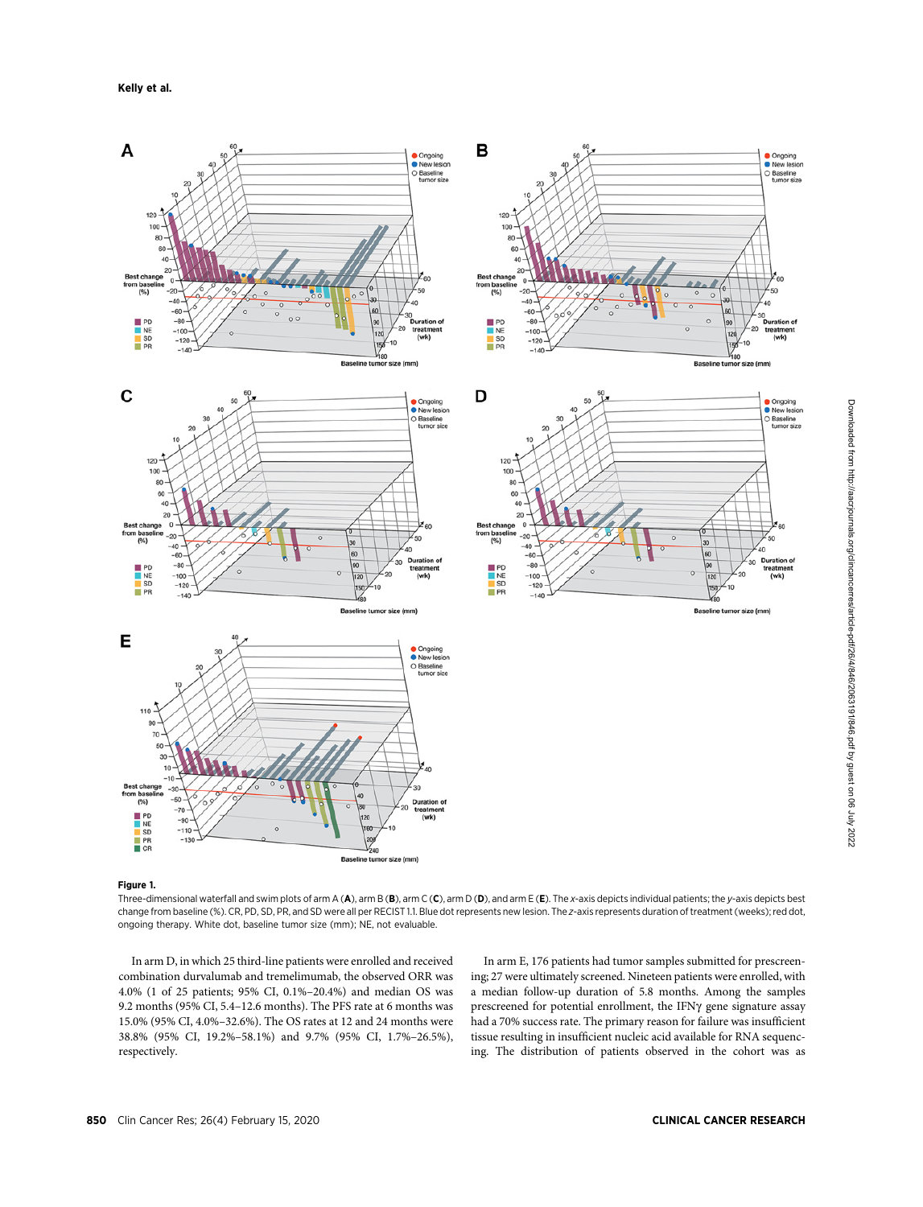**Figure 1.**

Three-dimensional waterfall and swim plots of arm A (**A**), arm B (**B**), arm C (**C**), arm D (**D**), and arm E (**E**). The *x*-axis depicts individual patients; the *y*-axis depicts best change from baseline (%). CR, PD, SD, PR, and SD were all per RECIST 1.1. Blue dot represents new lesion. The *z*-axis represents duration of treatment (weeks); red dot, ongoing therapy. White dot, baseline tumor size (mm); NE, not evaluable.

In arm D, in which 25 third-line patients were enrolled and received combination durvalumab and tremelimumab, the observed ORR was 4.0% (1 of 25 patients; 95% CI, 0.1%–20.4%) and median OS was 9.2 months (95% CI, 5.4–12.6 months). The PFS rate at 6 months was 15.0% (95% CI, 4.0%–32.6%). The OS rates at 12 and 24 months were 38.8% (95% CI, 19.2%–58.1%) and 9.7% (95% CI, 1.7%–26.5%), respectively.

In arm E, 176 patients had tumor samples submitted for prescreening; 27 were ultimately screened. Nineteen patients were enrolled, with a median follow-up duration of 5.8 months. Among the samples prescreened for potential enrollment, the IFNγ gene signature assay had a 70% success rate. The primary reason for failure was insufficient tissue resulting in insufficient nucleic acid available for RNA sequencing. The distribution of patients observed in the cohort was as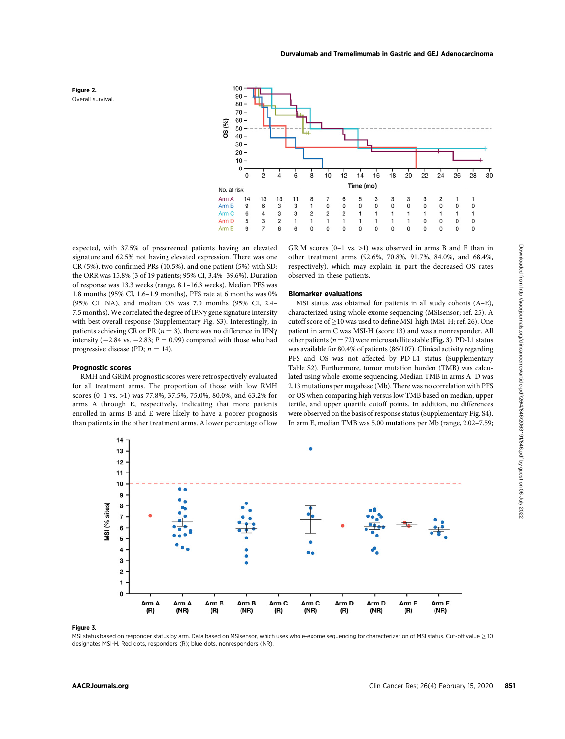**Figure 2.**
Overall survival.

| No. at risk | 0 | 2 | 4 | 6 | 8 | 10 | 12 | 14 | 16 | 18 | 20 | 22 | 24 | 26 | 28 |
|---|---|---|---|---|---|---|---|---|---|---|---|---|---|---|---|
| Arm A | 14 | 13 | 13 | 11 | 8 | 7 | 6 | 5 | 3 | 3 | 3 | 3 | 2 | 1 | 1 |
| Arm B | 9 | 6 | 3 | 3 | 1 | 0 | 0 | 0 | 0 | 0 | 0 | 0 | 0 | 0 | 0 |
| Arm C | 6 | 4 | 3 | 3 | 2 | 2 | 2 | 1 | 1 | 1 | 1 | 1 | 1 | 1 | 1 |
| Arm D | 5 | 3 | 2 | 1 | 1 | 1 | 1 | 1 | 1 | 1 | 1 | 0 | 0 | 0 | 0 |
| Arm E | 9 | 7 | 6 | 6 | 0 | 0 | 0 | 0 | 0 | 0 | 0 | 0 | 0 | 0 | 0 |

expected, with 37.5% of prescreened patients having an elevated signature and 62.5% not having elevated expression. There was one CR (5%), two confirmed PRs (10.5%), and one patient (5%) with SD; the ORR was 15.8% (3 of 19 patients; 95% CI, 3.4%–39.6%). Duration of response was 13.3 weeks (range, 8.1–16.3 weeks). Median PFS was 1.8 months (95% CI, 1.6–1.9 months), PFS rate at 6 months was 0% (95% CI, NA), and median OS was 7.0 months (95% CI, 2.4–7.5 months). We correlated the degree of IFNγ gene signature intensity with best overall response (Supplementary Fig. S3). Interestingly, in patients achieving CR or PR ($n = 3$), there was no difference in IFNγ intensity (−2.84 vs. −2.83; $P = 0.99$) compared with those who had progressive disease (PD; $n = 14$).

### Prognostic scores

RMH and GRiM prognostic scores were retrospectively evaluated for all treatment arms. The proportion of those with low RMH scores (0–1 vs. >1) was 77.8%, 37.5%, 75.0%, 80.0%, and 63.2% for arms A through E, respectively, indicating that more patients enrolled in arms B and E were likely to have a poorer prognosis than patients in the other treatment arms. A lower percentage of low GRiM scores (0–1 vs. >1) was observed in arms B and E than in other treatment arms (92.6%, 70.8%, 91.7%, 84.0%, and 68.4%, respectively), which may explain in part the decreased OS rates observed in these patients.

### Biomarker evaluations

MSI status was obtained for patients in all study cohorts (A–E), characterized using whole-exome sequencing (MSIsensor; ref. 25). A cutoff score of ≥10 was used to define MSI-high (MSI-H; ref. 26). One patient in arm C was MSI-H (score 13) and was a nonresponder. All other patients ($n = 72$) were microsatellite stable (**Fig. 3**). PD-L1 status was available for 80.4% of patients (86/107). Clinical activity regarding PFS and OS was not affected by PD-L1 status (Supplementary Table S2). Furthermore, tumor mutation burden (TMB) was calculated using whole-exome sequencing. Median TMB in arms A–D was 2.13 mutations per megabase (Mb). There was no correlation with PFS or OS when comparing high versus low TMB based on median, upper tertile, and upper quartile cutoff points. In addition, no differences were observed on the basis of response status (Supplementary Fig. S4). In arm E, median TMB was 5.00 mutations per Mb (range, 2.02–7.59;

**Figure 3.**
MSI status based on responder status by arm. Data based on MSIsensor, which uses whole-exome sequencing for characterization of MSI status. Cut-off value ≥ 10 designates MSI-H. Red dots, responders (R); blue dots, nonresponders (NR).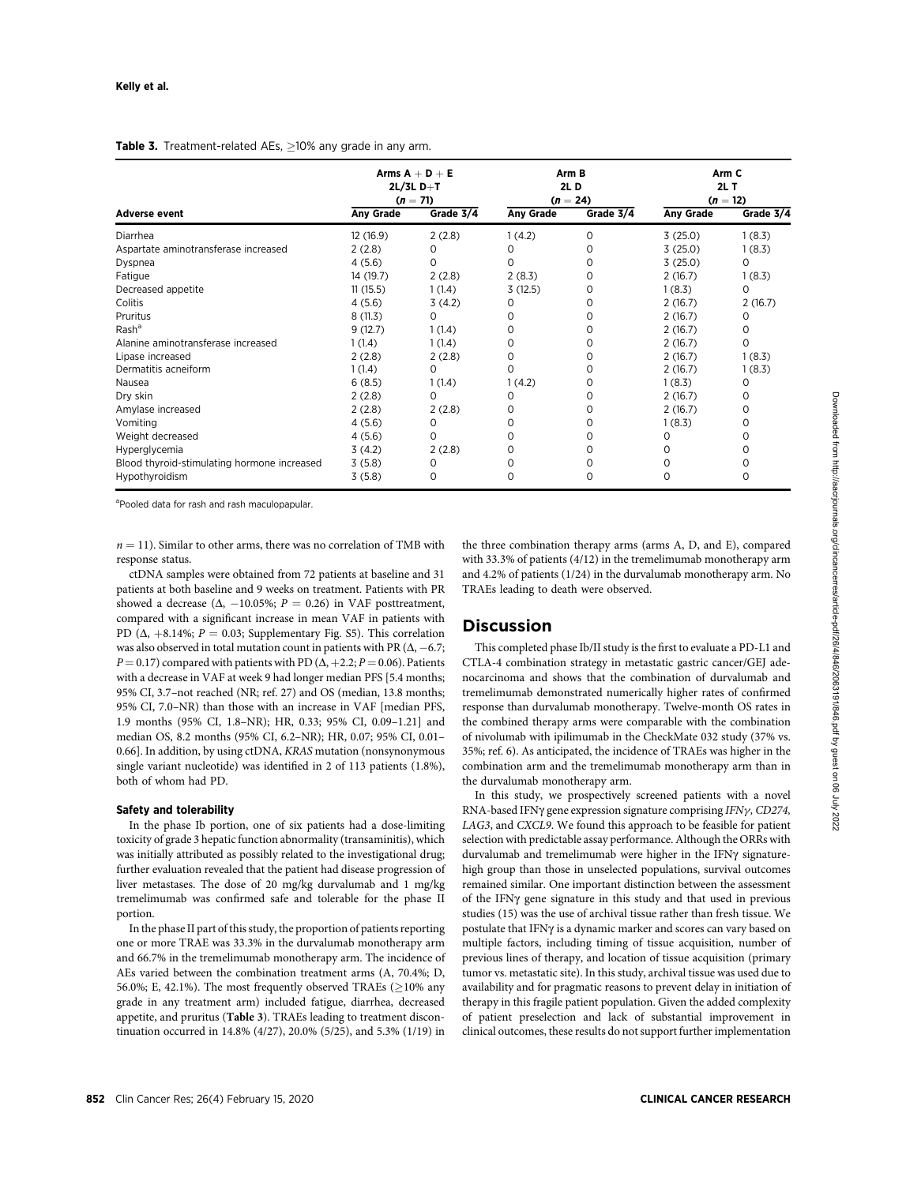**Table 3.** Treatment-related AEs, ≥10% any grade in any arm.

| Adverse event | Arms A + D + E 2L/3L D+T (n = 71) | | Arm B 2L D (n = 24) | | Arm C 2L T (n = 12) | |
|---|---|---|---|---|---|---|
| | Any Grade | Grade 3/4 | Any Grade | Grade 3/4 | Any Grade | Grade 3/4 |
| Diarrhea | 12 (16.9) | 2 (2.8) | 1 (4.2) | 0 | 3 (25.0) | 1 (8.3) |
| Aspartate aminotransferase increased | 2 (2.8) | 0 | 0 | 0 | 3 (25.0) | 1 (8.3) |
| Dyspnea | 4 (5.6) | 0 | 0 | 0 | 3 (25.0) | 0 |
| Fatigue | 14 (19.7) | 2 (2.8) | 2 (8.3) | 0 | 2 (16.7) | 1 (8.3) |
| Decreased appetite | 11 (15.5) | 1 (1.4) | 3 (12.5) | 0 | 1 (8.3) | 0 |
| Colitis | 4 (5.6) | 3 (4.2) | 0 | 0 | 2 (16.7) | 2 (16.7) |
| Pruritus | 8 (11.3) | 0 | 0 | 0 | 2 (16.7) | 0 |
| Rash[a] | 9 (12.7) | 1 (1.4) | 0 | 0 | 2 (16.7) | 0 |
| Alanine aminotransferase increased | 1 (1.4) | 1 (1.4) | 0 | 0 | 2 (16.7) | 0 |
| Lipase increased | 2 (2.8) | 2 (2.8) | 0 | 0 | 2 (16.7) | 1 (8.3) |
| Dermatitis acneiform | 1 (1.4) | 0 | 0 | 0 | 2 (16.7) | 1 (8.3) |
| Nausea | 6 (8.5) | 1 (1.4) | 1 (4.2) | 0 | 1 (8.3) | 0 |
| Dry skin | 2 (2.8) | 0 | 0 | 0 | 2 (16.7) | 0 |
| Amylase increased | 2 (2.8) | 2 (2.8) | 0 | 0 | 2 (16.7) | 0 |
| Vomiting | 4 (5.6) | 0 | 0 | 0 | 1 (8.3) | 0 |
| Weight decreased | 4 (5.6) | 0 | 0 | 0 | 0 | 0 |
| Hyperglycemia | 3 (4.2) | 2 (2.8) | 0 | 0 | 0 | 0 |
| Blood thyroid-stimulating hormone increased | 3 (5.8) | 0 | 0 | 0 | 0 | 0 |
| Hypothyroidism | 3 (5.8) | 0 | 0 | 0 | 0 | 0 |

[a]Pooled data for rash and rash maculopapular.

$n = 11$). Similar to other arms, there was no correlation of TMB with response status.

ctDNA samples were obtained from 72 patients at baseline and 31 patients at both baseline and 9 weeks on treatment. Patients with PR showed a decrease ($\Delta$, −10.05%; $P = 0.26$) in VAF posttreatment, compared with a significant increase in mean VAF in patients with PD ($\Delta$, +8.14%; $P = 0.03$; Supplementary Fig. S5). This correlation was also observed in total mutation count in patients with PR ($\Delta$, −6.7; $P = 0.17$) compared with patients with PD ($\Delta$, +2.2; $P = 0.06$). Patients with a decrease in VAF at week 9 had longer median PFS [5.4 months; 95% CI, 3.7–not reached (NR; ref. 27) and OS (median, 13.8 months; 95% CI, 7.0–NR) than those with an increase in VAF [median PFS, 1.9 months (95% CI, 1.8–NR); HR, 0.33; 95% CI, 0.09–1.21] and median OS, 8.2 months (95% CI, 6.2–NR); HR, 0.07; 95% CI, 0.01–0.66]. In addition, by using ctDNA, *KRAS* mutation (nonsynonymous single variant nucleotide) was identified in 2 of 113 patients (1.8%), both of whom had PD.

#### Safety and tolerability

In the phase Ib portion, one of six patients had a dose-limiting toxicity of grade 3 hepatic function abnormality (transaminitis), which was initially attributed as possibly related to the investigational drug; further evaluation revealed that the patient had disease progression of liver metastases. The dose of 20 mg/kg durvalumab and 1 mg/kg tremelimumab was confirmed safe and tolerable for the phase II portion.

In the phase II part of this study, the proportion of patients reporting one or more TRAE was 33.3% in the durvalumab monotherapy arm and 66.7% in the tremelimumab monotherapy arm. The incidence of AEs varied between the combination treatment arms (A, 70.4%; D, 56.0%; E, 42.1%). The most frequently observed TRAEs (≥10% any grade in any treatment arm) included fatigue, diarrhea, decreased appetite, and pruritus (**Table 3**). TRAEs leading to treatment discontinuation occurred in 14.8% (4/27), 20.0% (5/25), and 5.3% (1/19) in the three combination therapy arms (arms A, D, and E), compared with 33.3% of patients (4/12) in the tremelimumab monotherapy arm and 4.2% of patients (1/24) in the durvalumab monotherapy arm. No TRAEs leading to death were observed.

## Discussion

This completed phase Ib/II study is the first to evaluate a PD-L1 and CTLA-4 combination strategy in metastatic gastric cancer/GEJ adenocarcinoma and shows that the combination of durvalumab and tremelimumab demonstrated numerically higher rates of confirmed response than durvalumab monotherapy. Twelve-month OS rates in the combined therapy arms were comparable with the combination of nivolumab with ipilimumab in the CheckMate 032 study (37% vs. 35%; ref. 6). As anticipated, the incidence of TRAEs was higher in the combination arm and the tremelimumab monotherapy arm than in the durvalumab monotherapy arm.

In this study, we prospectively screened patients with a novel RNA-based IFNγ gene expression signature comprising *IFNγ*, *CD274*, *LAG3*, and *CXCL9*. We found this approach to be feasible for patient selection with predictable assay performance. Although the ORRs with durvalumab and tremelimumab were higher in the IFNγ signature-high group than those in unselected populations, survival outcomes remained similar. One important distinction between the assessment of the IFNγ gene signature in this study and that used in previous studies (15) was the use of archival tissue rather than fresh tissue. We postulate that IFNγ is a dynamic marker and scores can vary based on multiple factors, including timing of tissue acquisition, number of previous lines of therapy, and location of tissue acquisition (primary tumor vs. metastatic site). In this study, archival tissue was used due to availability and for pragmatic reasons to prevent delay in initiation of therapy in this fragile patient population. Given the added complexity of patient preselection and lack of substantial improvement in clinical outcomes, these results do not support further implementation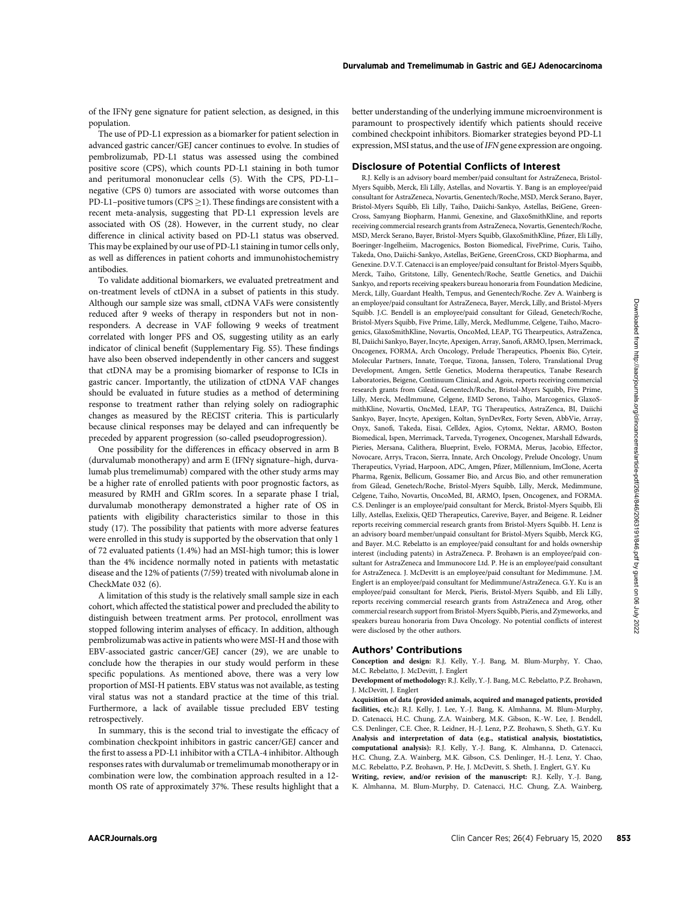of the IFNγ gene signature for patient selection, as designed, in this population.

The use of PD-L1 expression as a biomarker for patient selection in advanced gastric cancer/GEJ cancer continues to evolve. In studies of pembrolizumab, PD-L1 status was assessed using the combined positive score (CPS), which counts PD-L1 staining in both tumor and peritumoral mononuclear cells (5). With the CPS, PD-L1–negative (CPS 0) tumors are associated with worse outcomes than PD-L1–positive tumors (CPS $\geq$1). These findings are consistent with a recent meta-analysis, suggesting that PD-L1 expression levels are associated with OS (28). However, in the current study, no clear difference in clinical activity based on PD-L1 status was observed. This may be explained by our use of PD-L1 staining in tumor cells only, as well as differences in patient cohorts and immunohistochemistry antibodies.

To validate additional biomarkers, we evaluated pretreatment and on-treatment levels of ctDNA in a subset of patients in this study. Although our sample size was small, ctDNA VAFs were consistently reduced after 9 weeks of therapy in responders but not in nonresponders. A decrease in VAF following 9 weeks of treatment correlated with longer PFS and OS, suggesting utility as an early indicator of clinical benefit (Supplementary Fig. S5). These findings have also been observed independently in other cancers and suggest that ctDNA may be a promising biomarker of response to ICIs in gastric cancer. Importantly, the utilization of ctDNA VAF changes should be evaluated in future studies as a method of determining response to treatment rather than relying solely on radiographic changes as measured by the RECIST criteria. This is particularly because clinical responses may be delayed and can infrequently be preceded by apparent progression (so-called pseudoprogression).

One possibility for the differences in efficacy observed in arm B (durvalumab monotherapy) and arm E (IFNγ signature–high, durvalumab plus tremelimumab) compared with the other study arms may be a higher rate of enrolled patients with poor prognostic factors, as measured by RMH and GRIm scores. In a separate phase I trial, durvalumab monotherapy demonstrated a higher rate of OS in patients with eligibility characteristics similar to those in this study (17). The possibility that patients with more adverse features were enrolled in this study is supported by the observation that only 1 of 72 evaluated patients (1.4%) had an MSI-high tumor; this is lower than the 4% incidence normally noted in patients with metastatic disease and the 12% of patients (7/59) treated with nivolumab alone in CheckMate 032 (6).

A limitation of this study is the relatively small sample size in each cohort, which affected the statistical power and precluded the ability to distinguish between treatment arms. Per protocol, enrollment was stopped following interim analyses of efficacy. In addition, although pembrolizumab was active in patients who were MSI-H and those with EBV-associated gastric cancer/GEJ cancer (29), we are unable to conclude how the therapies in our study would perform in these specific populations. As mentioned above, there was a very low proportion of MSI-H patients. EBV status was not available, as testing viral status was not a standard practice at the time of this trial. Furthermore, a lack of available tissue precluded EBV testing retrospectively.

In summary, this is the second trial to investigate the efficacy of combination checkpoint inhibitors in gastric cancer/GEJ cancer and the first to assess a PD-L1 inhibitor with a CTLA-4 inhibitor. Although responses rates with durvalumab or tremelimumab monotherapy or in combination were low, the combination approach resulted in a 12-month OS rate of approximately 37%. These results highlight that a better understanding of the underlying immune microenvironment is paramount to prospectively identify which patients should receive combined checkpoint inhibitors. Biomarker strategies beyond PD-L1 expression, MSI status, and the use of *IFN* gene expression are ongoing.

## Disclosure of Potential Conflicts of Interest

R.J. Kelly is an advisory board member/paid consultant for AstraZeneca, Bristol-Myers Squibb, Merck, Eli Lilly, Astellas, and Novartis. Y. Bang is an employee/paid consultant for AstraZeneca, Novartis, Genentech/Roche, MSD, Merck Serano, Bayer, Bristol-Myers Squibb, Eli Lilly, Taiho, Daiichi-Sankyo, Astellas, BeiGene, Green-Cross, Samyang Biopharm, Hanmi, Genexine, and GlaxoSmithKline, and reports receiving commercial research grants from AstraZeneca, Novartis, Genentech/Roche, MSD, Merck Serano, Bayer, Bristol-Myers Squibb, GlaxoSmithKline, Pfizer, Eli Lilly, Boeringer-Ingelheiim, Macrogenics, Boston Biomedical, FivePrime, Curis, Taiho, Takeda, Ono, Daiichi-Sankyo, Astellas, BeiGene, GreenCross, CKD Biopharma, and Genexine. D.V.T. Catenacci is an employee/paid consultant for Bristol-Myers Squibb, Merck, Taiho, Gritstone, Lilly, Genentech/Roche, Seattle Genetics, and Daichii Sankyo, and reports receiving speakers bureau honoraria from Foundation Medicine, Merck, Lilly, Guardant Health, Tempus, and Genentech/Roche. Zev A. Wainberg is an employee/paid consultant for AstraZeneca, Bayer, Merck, Lilly, and Bristol-Myers Squibb. J.C. Bendell is an employee/paid consultant for Gilead, Genetech/Roche, Bristol-Myers Squibb, Five Prime, Lilly, Merck, MedIumme, Celgene, Taiho, Macrogenics, GlaxoSmithKline, Novartis, OncoMed, LEAP, TG Thearpeutics, AstraZenca, BI, Daiichi Sankyo, Bayer, Incyte, Apexigen, Array, Sanofi, ARMO, Ipsen, Merrimack, Oncogenex, FORMA, Arch Oncology, Prelude Therapeutics, Phoenix Bio, Cyteir, Molecular Partners, Innate, Torque, Tizona, Janssen, Tolero, Translational Drug Development, Amgen, Settle Genetics, Moderna therapeutics, Tanabe Research Laboratories, Beigene, Continuum Clinical, and Agois, reports receiving commercial research grants from Gilead, Genentech/Roche, Bristol-Myers Squibb, Five Prime, Lilly, Merck, MedImmune, Celgene, EMD Serono, Taiho, Marcogenics, GlaxoSmithKline, Novartis, OncMed, LEAP, TG Therapeutics, AstraZenca, BI, Daiichi Sankyo, Bayer, Incyte, Apexigen, Koltan, SynDevRex, Forty Seven, AbbVie, Array, Onyx, Sanofi, Takeda, Eisai, Celldex, Agios, Cytomx, Nektar, ARMO, Boston Biomedical, Ispen, Merrimack, Tarveda, Tyrogenex, Oncogenex, Marshall Edwards, Pieries, Mersana, Calithera, Blueprint, Evelo, FORMA, Merus, Jacobio, Effector, Novocare, Arrys, Tracon, Sierra, Innate, Arch Oncology, Prelude Oncology, Unum Therapeutics, Vyriad, Harpoon, ADC, Amgen, Pfizer, Millennium, ImClone, Acerta Pharma, Rgenix, Bellicum, Gossamer Bio, and Arcus Bio, and other remuneration from Gilead, Genetech/Roche, Bristol-Myers Squibb, Lilly, Merck, Medimmune, Celgene, Taiho, Novartis, OncoMed, BI, ARMO, Ipsen, Oncogenex, and FORMA. C.S. Denlinger is an employee/paid consultant for Merck, Bristol-Myers Squibb, Eli Lilly, Astellas, Exelixis, QED Therapeutics, Carevive, Bayer, and Beigene. R. Leidner reports receiving commercial research grants from Bristol-Myers Squibb. H. Lenz is an advisory board member/unpaid consultant for Bristol-Myers Squibb, Merck KG, and Bayer. M.C. Rebelatto is an employee/paid consultant for and holds ownership interest (including patents) in AstraZeneca. P. Brohawn is an employee/paid consultant for AstraZeneca and Immunocore Ltd. P. He is an employee/paid consultant for AstraZeneca. J. McDevitt is an employee/paid consultant for Medimmune. J.M. Englert is an employee/paid consultant for Medimmune/AstraZeneca. G.Y. Ku is an employee/paid consultant for Merck, Pieris, Bristol-Myers Squibb, and Eli Lilly, reports receiving commercial research grants from AstraZeneca and Arog, other commercial research support from Bristol-Myers Squibb, Pieris, and Zymeworks, and speakers bureau honoraria from Dava Oncology. No potential conflicts of interest were disclosed by the other authors.

## Authors' Contributions

**Conception and design:** R.J. Kelly, Y.-J. Bang, M. Blum-Murphy, Y. Chao, M.C. Rebelatto, J. McDevitt, J. Englert

**Development of methodology:** R.J. Kelly, Y.-J. Bang, M.C. Rebelatto, P.Z. Brohawn, J. McDevitt, J. Englert

**Acquisition of data (provided animals, acquired and managed patients, provided facilities, etc.):** R.J. Kelly, J. Lee, Y.-J. Bang, K. Almhanna, M. Blum-Murphy, D. Catenacci, H.C. Chung, Z.A. Wainberg, M.K. Gibson, K.-W. Lee, J. Bendell, C.S. Denlinger, C.E. Chee, R. Leidner, H.-J. Lenz, P.Z. Brohawn, S. Sheth, G.Y. Ku

**Analysis and interpretation of data (e.g., statistical analysis, biostatistics, computational analysis):** R.J. Kelly, Y.-J. Bang, K. Almhanna, D. Catenacci, H.C. Chung, Z.A. Wainberg, M.K. Gibson, C.S. Denlinger, H.-J. Lenz, Y. Chao, M.C. Rebelatto, P.Z. Brohawn, P. He, J. McDevitt, S. Sheth, J. Englert, G.Y. Ku

**Writing, review, and/or revision of the manuscript:** R.J. Kelly, Y.-J. Bang, K. Almhanna, M. Blum-Murphy, D. Catenacci, H.C. Chung, Z.A. Wainberg,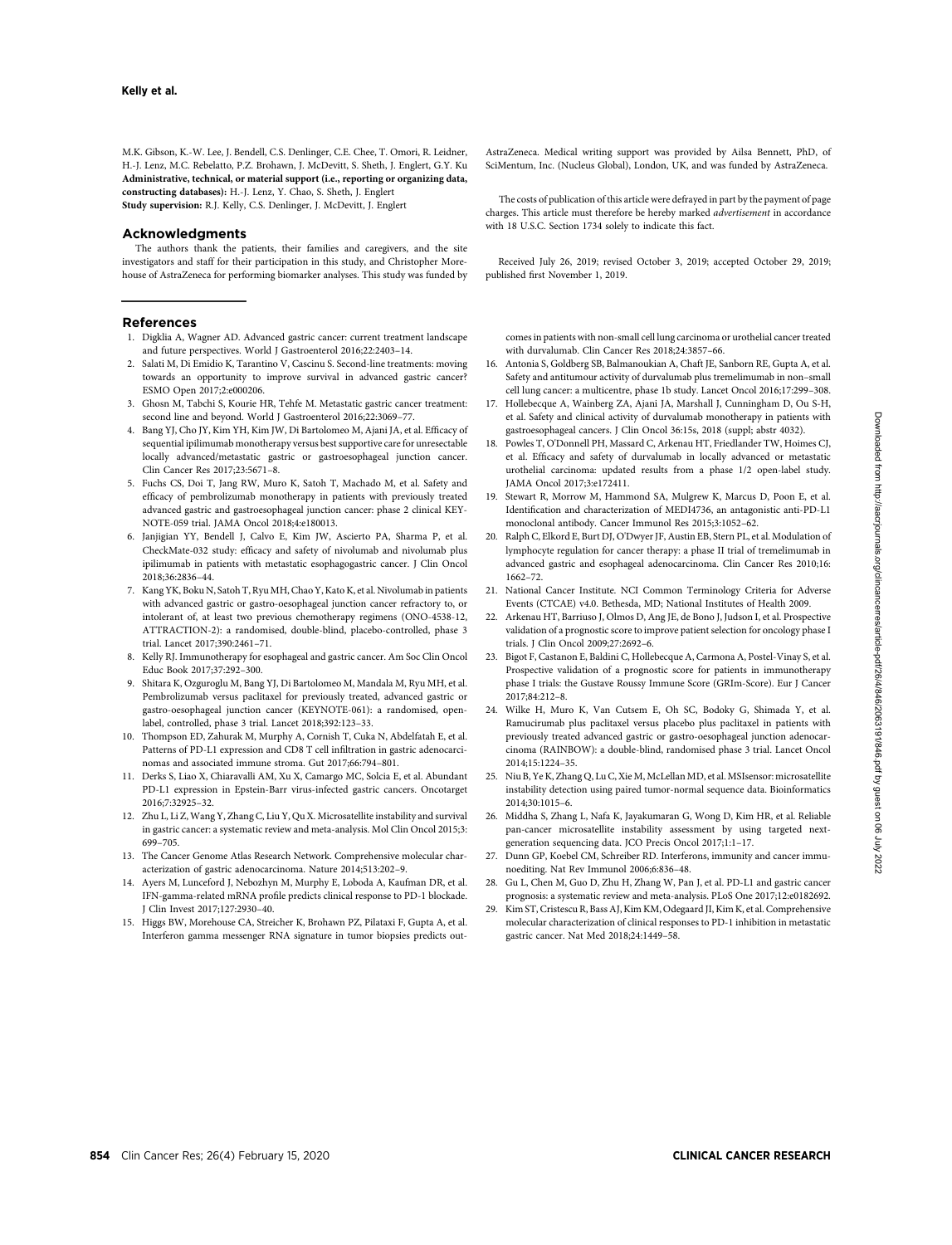M.K. Gibson, K.-W. Lee, J. Bendell, C.S. Denlinger, C.E. Chee, T. Omori, R. Leidner, H.-J. Lenz, M.C. Rebelatto, P.Z. Brohawn, J. McDevitt, S. Sheth, J. Englert, G.Y. Ku
**Administrative, technical, or material support (i.e., reporting or organizing data, constructing databases):** H.-J. Lenz, Y. Chao, S. Sheth, J. Englert
**Study supervision:** R.J. Kelly, C.S. Denlinger, J. McDevitt, J. Englert

## Acknowledgments

The authors thank the patients, their families and caregivers, and the site investigators and staff for their participation in this study, and Christopher Morehouse of AstraZeneca for performing biomarker analyses. This study was funded by AstraZeneca. Medical writing support was provided by Ailsa Bennett, PhD, of SciMentum, Inc. (Nucleus Global), London, UK, and was funded by AstraZeneca.

The costs of publication of this article were defrayed in part by the payment of page charges. This article must therefore be hereby marked *advertisement* in accordance with 18 U.S.C. Section 1734 solely to indicate this fact.

Received July 26, 2019; revised October 3, 2019; accepted October 29, 2019; published first November 1, 2019.

## References

1. Digklia A, Wagner AD. Advanced gastric cancer: current treatment landscape and future perspectives. World J Gastroenterol 2016;22:2403–14.
2. Salati M, Di Emidio K, Tarantino V, Cascinu S. Second-line treatments: moving towards an opportunity to improve survival in advanced gastric cancer? ESMO Open 2017;2:e000206.
3. Ghosn M, Tabchi S, Kourie HR, Tehfe M. Metastatic gastric cancer treatment: second line and beyond. World J Gastroenterol 2016;22:3069–77.
4. Bang YJ, Cho JY, Kim YH, Kim JW, Di Bartolomeo M, Ajani JA, et al. Efficacy of sequential ipilimumab monotherapy versus best supportive care for unresectable locally advanced/metastatic gastric or gastroesophageal junction cancer. Clin Cancer Res 2017;23:5671–8.
5. Fuchs CS, Doi T, Jang RW, Muro K, Satoh T, Machado M, et al. Safety and efficacy of pembrolizumab monotherapy in patients with previously treated advanced gastric and gastroesophageal junction cancer: phase 2 clinical KEYNOTE-059 trial. JAMA Oncol 2018;4:e180013.
6. Janjigian YY, Bendell J, Calvo E, Kim JW, Ascierto PA, Sharma P, et al. CheckMate-032 study: efficacy and safety of nivolumab and nivolumab plus ipilimumab in patients with metastatic esophagogastric cancer. J Clin Oncol 2018;36:2836–44.
7. Kang YK, Boku N, Satoh T, Ryu MH, Chao Y, Kato K, et al. Nivolumab in patients with advanced gastric or gastro-oesophageal junction cancer refractory to, or intolerant of, at least two previous chemotherapy regimens (ONO-4538-12, ATTRACTION-2): a randomised, double-blind, placebo-controlled, phase 3 trial. Lancet 2017;390:2461–71.
8. Kelly RJ. Immunotherapy for esophageal and gastric cancer. Am Soc Clin Oncol Educ Book 2017;37:292–300.
9. Shitara K, Ozguroglu M, Bang YJ, Di Bartolomeo M, Mandala M, Ryu MH, et al. Pembrolizumab versus paclitaxel for previously treated, advanced gastric or gastro-oesophageal junction cancer (KEYNOTE-061): a randomised, open-label, controlled, phase 3 trial. Lancet 2018;392:123–33.
10. Thompson ED, Zahurak M, Murphy A, Cornish T, Cuka N, Abdelfatah E, et al. Patterns of PD-L1 expression and CD8 T cell infiltration in gastric adenocarcinomas and associated immune stroma. Gut 2017;66:794–801.
11. Derks S, Liao X, Chiaravalli AM, Xu X, Camargo MC, Solcia E, et al. Abundant PD-L1 expression in Epstein-Barr virus-infected gastric cancers. Oncotarget 2016;7:32925–32.
12. Zhu L, Li Z, Wang Y, Zhang C, Liu Y, Qu X. Microsatellite instability and survival in gastric cancer: a systematic review and meta-analysis. Mol Clin Oncol 2015;3:699–705.
13. The Cancer Genome Atlas Research Network. Comprehensive molecular characterization of gastric adenocarcinoma. Nature 2014;513:202–9.
14. Ayers M, Lunceford J, Nebozhyn M, Murphy E, Loboda A, Kaufman DR, et al. IFN-gamma-related mRNA profile predicts clinical response to PD-1 blockade. J Clin Invest 2017;127:2930–40.
15. Higgs BW, Morehouse CA, Streicher K, Brohawn PZ, Pilataxi F, Gupta A, et al. Interferon gamma messenger RNA signature in tumor biopsies predicts outcomes in patients with non-small cell lung carcinoma or urothelial cancer treated with durvalumab. Clin Cancer Res 2018;24:3857–66.
16. Antonia S, Goldberg SB, Balmanoukian A, Chaft JE, Sanborn RE, Gupta A, et al. Safety and antitumour activity of durvalumab plus tremelimumab in non–small cell lung cancer: a multicentre, phase 1b study. Lancet Oncol 2016;17:299–308.
17. Hollebecque A, Wainberg ZA, Ajani JA, Marshall J, Cunningham D, Ou S-H, et al. Safety and clinical activity of durvalumab monotherapy in patients with gastroesophageal cancers. J Clin Oncol 36:15s, 2018 (suppl; abstr 4032).
18. Powles T, O'Donnell PH, Massard C, Arkenau HT, Friedlander TW, Hoimes CJ, et al. Efficacy and safety of durvalumab in locally advanced or metastatic urothelial carcinoma: updated results from a phase 1/2 open-label study. JAMA Oncol 2017;3:e172411.
19. Stewart R, Morrow M, Hammond SA, Mulgrew K, Marcus D, Poon E, et al. Identification and characterization of MEDI4736, an antagonistic anti-PD-L1 monoclonal antibody. Cancer Immunol Res 2015;3:1052–62.
20. Ralph C, Elkord E, Burt DJ, O'Dwyer JF, Austin EB, Stern PL, et al. Modulation of lymphocyte regulation for cancer therapy: a phase II trial of tremelimumab in advanced gastric and esophageal adenocarcinoma. Clin Cancer Res 2010;16:1662–72.
21. National Cancer Institute. NCI Common Terminology Criteria for Adverse Events (CTCAE) v4.0. Bethesda, MD; National Institutes of Health 2009.
22. Arkenau HT, Barriuso J, Olmos D, Ang JE, de Bono J, Judson I, et al. Prospective validation of a prognostic score to improve patient selection for oncology phase I trials. J Clin Oncol 2009;27:2692–6.
23. Bigot F, Castanon E, Baldini C, Hollebecque A, Carmona A, Postel-Vinay S, et al. Prospective validation of a prognostic score for patients in immunotherapy phase I trials: the Gustave Roussy Immune Score (GRIm-Score). Eur J Cancer 2017;84:212–8.
24. Wilke H, Muro K, Van Cutsem E, Oh SC, Bodoky G, Shimada Y, et al. Ramucirumab plus paclitaxel versus placebo plus paclitaxel in patients with previously treated advanced gastric or gastro-oesophageal junction adenocarcinoma (RAINBOW): a double-blind, randomised phase 3 trial. Lancet Oncol 2014;15:1224–35.
25. Niu B, Ye K, Zhang Q, Lu C, Xie M, McLellan MD, et al. MSIsensor: microsatellite instability detection using paired tumor-normal sequence data. Bioinformatics 2014;30:1015–6.
26. Middha S, Zhang L, Nafa K, Jayakumaran G, Wong D, Kim HR, et al. Reliable pan-cancer microsatellite instability assessment by using targeted next-generation sequencing data. JCO Precis Oncol 2017;1:1–17.
27. Dunn GP, Koebel CM, Schreiber RD. Interferons, immunity and cancer immunoediting. Nat Rev Immunol 2006;6:836–48.
28. Gu L, Chen M, Guo D, Zhu H, Zhang W, Pan J, et al. PD-L1 and gastric cancer prognosis: a systematic review and meta-analysis. PLoS One 2017;12:e0182692.
29. Kim ST, Cristescu R, Bass AJ, Kim KM, Odegaard JI, Kim K, et al. Comprehensive molecular characterization of clinical responses to PD-1 inhibition in metastatic gastric cancer. Nat Med 2018;24:1449–58.